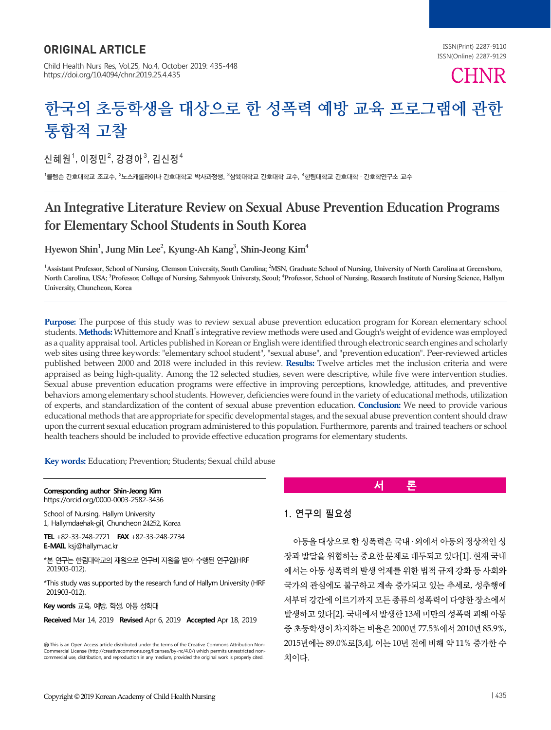## ORIGINAL ARTICLE

Child Health Nurs Res, Vol.25, No.4, October 2019: 435-448
https://doi.org/10.4094/chnr.2019.25.4.435

ISSN(Print) 2287-9110
ISSN(Online) 2287-9129

# 한국의 초등학생을 대상으로 한 성폭력 예방 교육 프로그램에 관한 통합적 고찰

신혜원[1], 이정민[2], 강경아[3], 김신정[4]

[1]클렘슨 간호대학교 조교수, [2]노스캐롤라이나 간호대학교 박사과정생, [3]삼육대학교 간호대학 교수, [4]한림대학교 간호대학 · 간호학연구소 교수

# An Integrative Literature Review on Sexual Abuse Prevention Education Programs for Elementary School Students in South Korea

Hyewon Shin[1], Jung Min Lee[2], Kyung-Ah Kang[3], Shin-Jeong Kim[4]

[1]Assistant Professor, School of Nursing, Clemson University, South Carolina; [2]MSN, Graduate School of Nursing, University of North Carolina at Greensboro, North Carolina, USA; [3]Professor, College of Nursing, Sahmyook Universty, Seoul; [4]Professor, School of Nursing, Research Institute of Nursing Science, Hallym University, Chuncheon, Korea

**Purpose:** The purpose of this study was to review sexual abuse prevention education program for Korean elementary school students. **Methods:** Whittemore and Knafl's integrative review methods were used and Gough's weight of evidence was employed as a quality appraisal tool. Articles published in Korean or English were identified through electronic search engines and scholarly web sites using three keywords: "elementary school student", "sexual abuse", and "prevention education". Peer-reviewed articles published between 2000 and 2018 were included in this review. **Results:** Twelve articles met the inclusion criteria and were appraised as being high-quality. Among the 12 selected studies, seven were descriptive, while five were intervention studies. Sexual abuse prevention education programs were effective in improving perceptions, knowledge, attitudes, and preventive behaviors among elementary school students. However, deficiencies were found in the variety of educational methods, utilization of experts, and standardization of the content of sexual abuse prevention education. **Conclusion:** We need to provide various educational methods that are appropriate for specific developmental stages, and the sexual abuse prevention content should draw upon the current sexual education program administered to this population. Furthermore, parents and trained teachers or school health teachers should be included to provide effective education programs for elementary students.

**Key words:** Education; Prevention; Students; Sexual child abuse

**Corresponding author** Shin-Jeong Kim
https://orcid.org/0000-0003-2582-3436

School of Nursing, Hallym University
1, Hallymdaehak-gil, Chuncheon 24252, Korea

**TEL** +82-33-248-2721 **FAX** +82-33-248-2734
**E-MAIL** ksj@hallym.ac.kr

*본 연구는 한림대학교의 재원으로 연구비 지원을 받아 수행된 연구임(HRF 201903-012).

*This study was supported by the research fund of Hallym University (HRF 201903-012).

**Key words** 교육, 예방, 학생, 아동 성학대

**Received** Mar 14, 2019 **Revised** Apr 6, 2019 **Accepted** Apr 18, 2019

This is an Open Access article distributed under the terms of the Creative Commons Attribution Non-Commercial License (http://creativecommons.org/licenses/by-nc/4.0/) which permits unrestricted non-commercial use, distribution, and reproduction in any medium, provided the original work is properly cited.

## 서 론

### 1. 연구의 필요성

아동을 대상으로 한 성폭력은 국내 · 외에서 아동의 정상적인 성장과 발달을 위협하는 중요한 문제로 대두되고 있다[1]. 현재 국내에서는 아동 성폭력의 발생 억제를 위한 법적 규제 강화 등 사회와 국가의 관심에도 불구하고 계속 증가되고 있는 추세로, 성추행에서부터 강간에 이르기까지 모든 종류의 성폭력이 다양한 장소에서 발생하고 있다[2]. 국내에서 발생한 13세 미만의 성폭력 피해 아동 중 초등학생이 차지하는 비율은 2000년 77.5%에서 2010년 85.9%, 2015년에는 89.0%로[3,4], 이는 10년 전에 비해 약 11% 증가한 수치이다.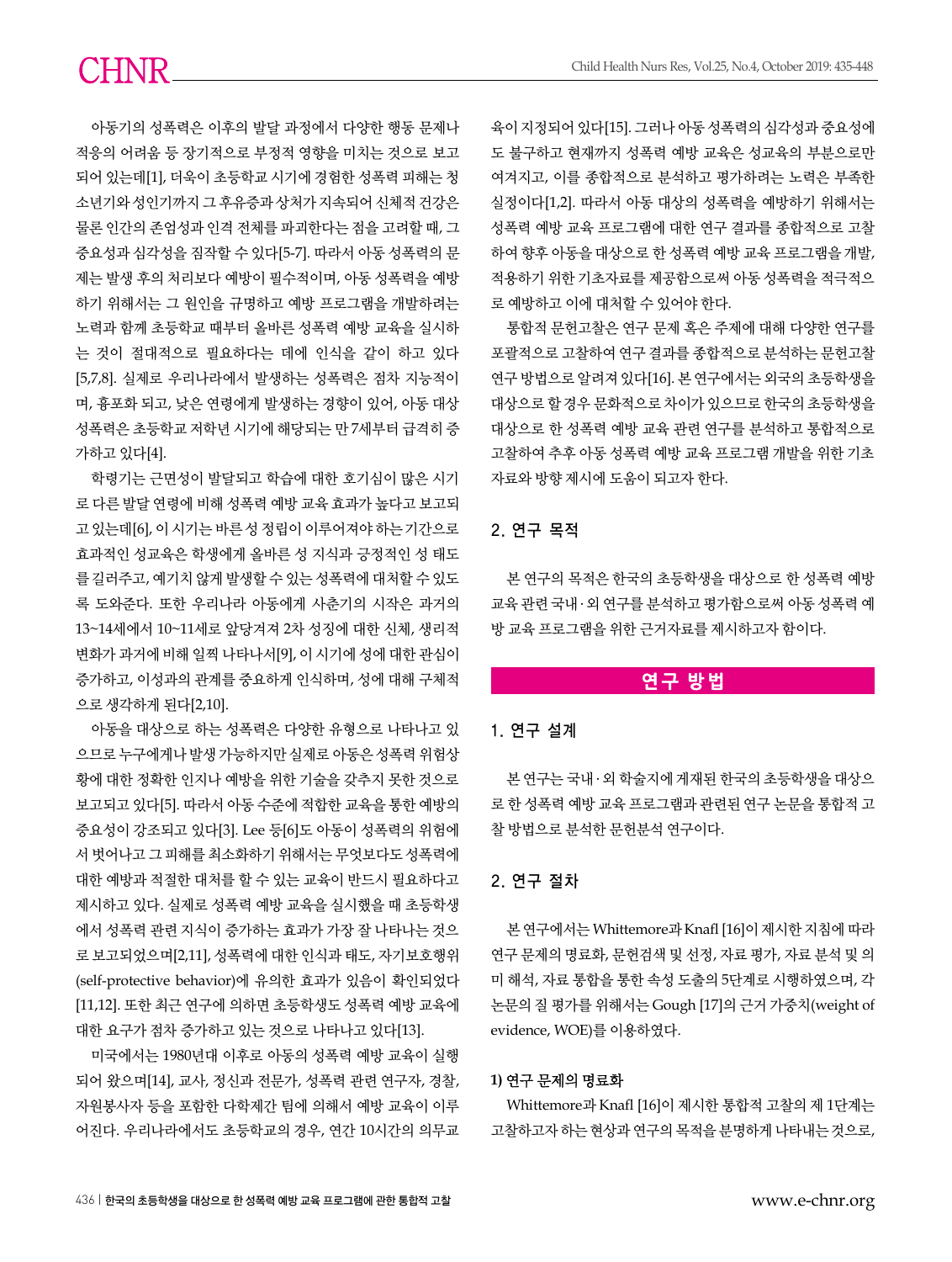아동기의 성폭력은 이후의 발달 과정에서 다양한 행동 문제나 적응의 어려움 등 장기적으로 부정적 영향을 미치는 것으로 보고되어 있는데[1], 더욱이 초등학교 시기에 경험한 성폭력 피해는 청소년기와 성인기까지 그 후유증과 상처가 지속되어 신체적 건강은 물론 인간의 존엄성과 인격 전체를 파괴한다는 점을 고려할 때, 그 중요성과 심각성을 짐작할 수 있다[5-7]. 따라서 아동 성폭력의 문제는 발생 후의 처리보다 예방이 필수적이며, 아동 성폭력을 예방하기 위해서는 그 원인을 규명하고 예방 프로그램을 개발하려는 노력과 함께 초등학교 때부터 올바른 성폭력 예방 교육을 실시하는 것이 절대적으로 필요하다는 데에 인식을 같이 하고 있다[5,7,8]. 실제로 우리나라에서 발생하는 성폭력은 점차 지능적이며, 흉포화 되고, 낮은 연령에게 발생하는 경향이 있어, 아동 대상 성폭력은 초등학교 저학년 시기에 해당되는 만 7세부터 급격히 증가하고 있다[4].

학령기는 근면성이 발달되고 학습에 대한 호기심이 많은 시기로 다른 발달 연령에 비해 성폭력 예방 교육 효과가 높다고 보고되고 있는데[6], 이 시기는 바른 성 정립이 이루어져야 하는 기간으로 효과적인 성교육은 학생에게 올바른 성 지식과 긍정적인 성 태도를 길러주고, 예기치 않게 발생할 수 있는 성폭력에 대처할 수 있도록 도와준다. 또한 우리나라 아동에게 사춘기의 시작은 과거의 13~14세에서 10~11세로 앞당겨져 2차 성징에 대한 신체, 생리적 변화가 과거에 비해 일찍 나타나서[9], 이 시기에 성에 대한 관심이 증가하고, 이성과의 관계를 중요하게 인식하며, 성에 대해 구체적으로 생각하게 된다[2,10].

아동을 대상으로 하는 성폭력은 다양한 유형으로 나타나고 있으므로 누구에게나 발생 가능하지만 실제로 아동은 성폭력 위험상황에 대한 정확한 인지나 예방을 위한 기술을 갖추지 못한 것으로 보고되고 있다[5]. 따라서 아동 수준에 적합한 교육을 통한 예방의 중요성이 강조되고 있다[3]. Lee 등[6]도 아동이 성폭력의 위험에서 벗어나고 그 피해를 최소화하기 위해서는 무엇보다도 성폭력에 대한 예방과 적절한 대처를 할 수 있는 교육이 반드시 필요하다고 제시하고 있다. 실제로 성폭력 예방 교육을 실시했을 때 초등학생에서 성폭력 관련 지식이 증가하는 효과가 가장 잘 나타나는 것으로 보고되었으며[2,11], 성폭력에 대한 인식과 태도, 자기보호행위(self-protective behavior)에 유의한 효과가 있음이 확인되었다[11,12]. 또한 최근 연구에 의하면 초등학생도 성폭력 예방 교육에 대한 요구가 점차 증가하고 있는 것으로 나타나고 있다[13].

미국에서는 1980년대 이후로 아동의 성폭력 예방 교육이 실행되어 왔으며[14], 교사, 정신과 전문가, 성폭력 관련 연구자, 경찰, 자원봉사자 등을 포함한 다학제간 팀에 의해서 예방 교육이 이루어진다. 우리나라에서도 초등학교의 경우, 연간 10시간의 의무교육이 지정되어 있다[15]. 그러나 아동 성폭력의 심각성과 중요성에도 불구하고 현재까지 성폭력 예방 교육은 성교육의 부분으로만 여겨지고, 이를 종합적으로 분석하고 평가하려는 노력은 부족한 실정이다[1,2]. 따라서 아동 대상의 성폭력을 예방하기 위해서는 성폭력 예방 교육 프로그램에 대한 연구 결과를 종합적으로 고찰하여 향후 아동을 대상으로 한 성폭력 예방 교육 프로그램을 개발, 적용하기 위한 기초자료를 제공함으로써 아동 성폭력을 적극적으로 예방하고 이에 대처할 수 있어야 한다.

통합적 문헌고찰은 연구 문제 혹은 주제에 대해 다양한 연구를 포괄적으로 고찰하여 연구 결과를 종합적으로 분석하는 문헌고찰 연구 방법으로 알려져 있다[16]. 본 연구에서는 외국의 초등학생을 대상으로 할 경우 문화적으로 차이가 있으므로 한국의 초등학생을 대상으로 한 성폭력 예방 교육 관련 연구를 분석하고 통합적으로 고찰하여 추후 아동 성폭력 예방 교육 프로그램 개발을 위한 기초자료와 방향 제시에 도움이 되고자 한다.

### 2. 연구 목적

본 연구의 목적은 한국의 초등학생을 대상으로 한 성폭력 예방 교육 관련 국내·외 연구를 분석하고 평가함으로써 아동 성폭력 예방 교육 프로그램을 위한 근거자료를 제시하고자 함이다.

## 연구 방법

### 1. 연구 설계

본 연구는 국내·외 학술지에 게재된 한국의 초등학생을 대상으로 한 성폭력 예방 교육 프로그램과 관련된 연구 논문을 통합적 고찰 방법으로 분석한 문헌분석 연구이다.

### 2. 연구 절차

본 연구에서는 Whittemore과 Knafl [16]이 제시한 지침에 따라 연구 문제의 명료화, 문헌검색 및 선정, 자료 평가, 자료 분석 및 의미 해석, 자료 통합을 통한 속성 도출의 5단계로 시행하였으며, 각 논문의 질 평가를 위해서는 Gough [17]의 근거 가중치(weight of evidence, WOE)를 이용하였다.

#### 1) 연구 문제의 명료화

Whittemore과 Knafl [16]이 제시한 통합적 고찰의 제 1단계는 고찰하고자 하는 현상과 연구의 목적을 분명하게 나타내는 것으로,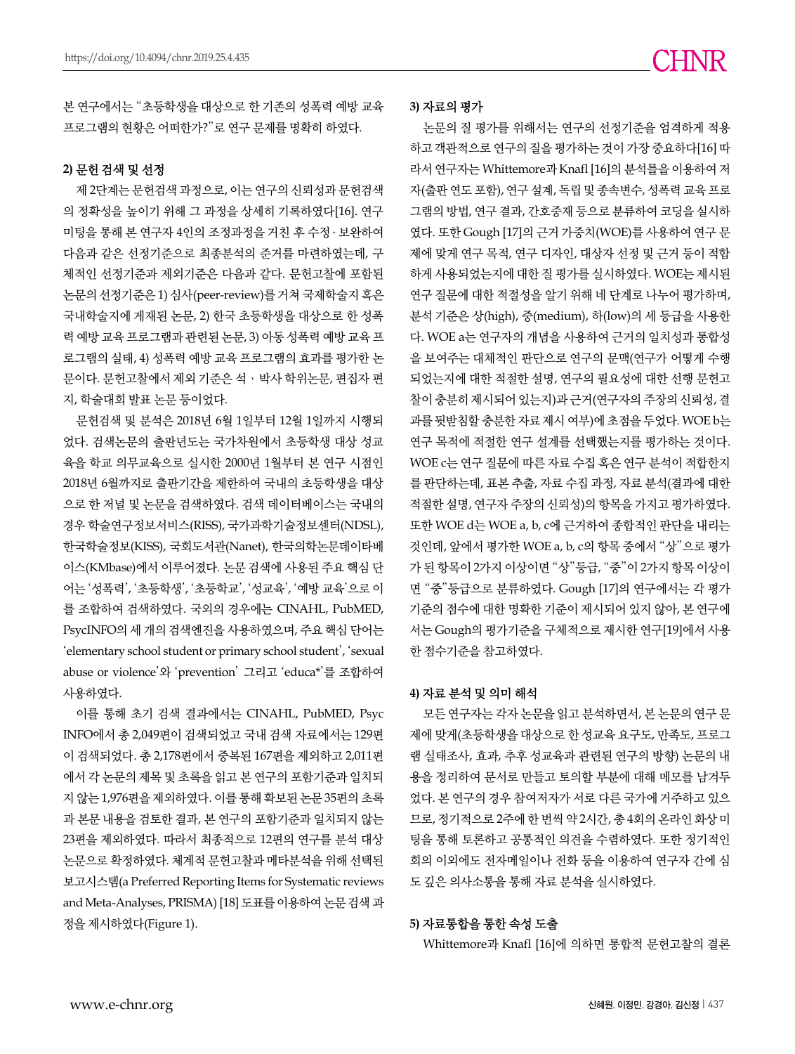본 연구에서는 "초등학생을 대상으로 한 기존의 성폭력 예방 교육 프로그램의 현황은 어떠한가?"로 연구 문제를 명확히 하였다.

### 2) 문헌 검색 및 선정

제 2단계는 문헌검색 과정으로, 이는 연구의 신뢰성과 문헌검색의 정확성을 높이기 위해 그 과정을 상세히 기록하였다[16]. 연구 미팅을 통해 본 연구자 4인의 조정과정을 거친 후 수정·보완하여 다음과 같은 선정기준으로 최종분석의 준거를 마련하였는데, 구체적인 선정기준과 제외기준은 다음과 같다. 문헌고찰에 포함된 논문의 선정기준은 1) 심사(peer-review)를 거쳐 국제학술지 혹은 국내학술지에 게재된 논문, 2) 한국 초등학생을 대상으로 한 성폭력 예방 교육 프로그램과 관련된 논문, 3) 아동 성폭력 예방 교육 프로그램의 실태, 4) 성폭력 예방 교육 프로그램의 효과를 평가한 논문이다. 문헌고찰에서 제외 기준은 석ㆍ박사 학위논문, 편집자 편지, 학술대회 발표 논문 등이었다.

문헌검색 및 분석은 2018년 6월 1일부터 12월 1일까지 시행되었다. 검색논문의 출판년도는 국가차원에서 초등학생 대상 성교육을 학교 의무교육으로 실시한 2000년 1월부터 본 연구 시점인 2018년 6월까지로 출판기간을 제한하여 국내의 초등학생을 대상으로 한 저널 및 논문을 검색하였다. 검색 데이터베이스는 국내의 경우 학술연구정보서비스(RISS), 국가과학기술정보센터(NDSL), 한국학술정보(KISS), 국회도서관(Nanet), 한국의학논문데이터베이스(KMbase)에서 이루어졌다. 논문 검색에 사용된 주요 핵심 단어는 '성폭력', '초등학생', '초등학교', '성교육', '예방 교육'으로 이를 조합하여 검색하였다. 국외의 경우에는 CINAHL, PubMED, PsycINFO의 세 개의 검색엔진을 사용하였으며, 주요 핵심 단어는 'elementary school student or primary school student', 'sexual abuse or violence'와 'prevention' 그리고 'educa*'를 조합하여 사용하였다.

이를 통해 초기 검색 결과에서는 CINAHL, PubMED, PsycINFO에서 총 2,049편이 검색되었고 국내 검색 자료에서는 129편이 검색되었다. 총 2,178편에서 중복된 167편을 제외하고 2,011편에서 각 논문의 제목 및 초록을 읽고 본 연구의 포함기준과 일치되지 않는 1,976편을 제외하였다. 이를 통해 확보된 논문 35편의 초록과 본문 내용을 검토한 결과, 본 연구의 포함기준과 일치되지 않는 23편을 제외하였다. 따라서 최종적으로 12편의 연구를 분석 대상 논문으로 확정하였다. 체계적 문헌고찰과 메타분석을 위해 선택된 보고시스템(a Preferred Reporting Items for Systematic reviews and Meta-Analyses, PRISMA) [18] 도표를 이용하여 논문 검색 과정을 제시하였다(Figure 1).

### 3) 자료의 평가

논문의 질 평가를 위해서는 연구의 선정기준을 엄격하게 적용하고 객관적으로 연구의 질을 평가하는 것이 가장 중요하다[16] 따라서 연구자는 Whittemore과 Knafl [16]의 분석틀을 이용하여 저자(출판 연도 포함), 연구 설계, 독립 및 종속변수, 성폭력 교육 프로그램의 방법, 연구 결과, 간호중재 등으로 분류하여 코딩을 실시하였다. 또한 Gough [17]의 근거 가중치(WOE)를 사용하여 연구 문제에 맞게 연구 목적, 연구 디자인, 대상자 선정 및 근거 등이 적합하게 사용되었는지에 대한 질 평가를 실시하였다. WOE는 제시된 연구 질문에 대한 적절성을 알기 위해 네 단계로 나누어 평가하며, 분석 기준은 상(high), 중(medium), 하(low)의 세 등급을 사용한다. WOE a는 연구자의 개념을 사용하여 근거의 일치성과 통합성을 보여주는 대체적인 판단으로 연구의 문맥(연구가 어떻게 수행되었는지에 대한 적절한 설명, 연구의 필요성에 대한 선행 문헌고찰이 충분히 제시되어 있는지)과 근거(연구자의 주장의 신뢰성, 결과를 뒷받침할 충분한 자료 제시 여부)에 초점을 두었다. WOE b는 연구 목적에 적절한 연구 설계를 선택했는지를 평가하는 것이다. WOE c는 연구 질문에 따른 자료 수집 혹은 연구 분석이 적합한지를 판단하는데, 표본 추출, 자료 수집 과정, 자료 분석(결과에 대한 적절한 설명, 연구자 주장의 신뢰성)의 항목을 가지고 평가하였다. 또한 WOE d는 WOE a, b, c에 근거하여 종합적인 판단을 내리는 것인데, 앞에서 평가한 WOE a, b, c의 항목 중에서 "상"으로 평가가 된 항목이 2가지 이상이면 "상"등급, "중"이 2가지 항목 이상이면 "중"등급으로 분류하였다. Gough [17]의 연구에서는 각 평가기준의 점수에 대한 명확한 기준이 제시되어 있지 않아, 본 연구에서는 Gough의 평가기준을 구체적으로 제시한 연구[19]에서 사용한 점수기준을 참고하였다.

### 4) 자료 분석 및 의미 해석

모든 연구자는 각자 논문을 읽고 분석하면서, 본 논문의 연구 문제에 맞게(초등학생을 대상으로 한 성교육 요구도, 만족도, 프로그램 실태조사, 효과, 추후 성교육과 관련된 연구의 방향) 논문의 내용을 정리하여 문서로 만들고 토의할 부분에 대해 메모를 남겨두었다. 본 연구의 경우 참여저자가 서로 다른 국가에 거주하고 있으므로, 정기적으로 2주에 한 번씩 약 2시간, 총 4회의 온라인 화상 미팅을 통해 토론하고 공통적인 의견을 수렴하였다. 또한 정기적인 회의 이외에도 전자메일이나 전화 등을 이용하여 연구자 간에 심도 깊은 의사소통을 통해 자료 분석을 실시하였다.

### 5) 자료통합을 통한 속성 도출

Whittemore과 Knafl [16]에 의하면 통합적 문헌고찰의 결론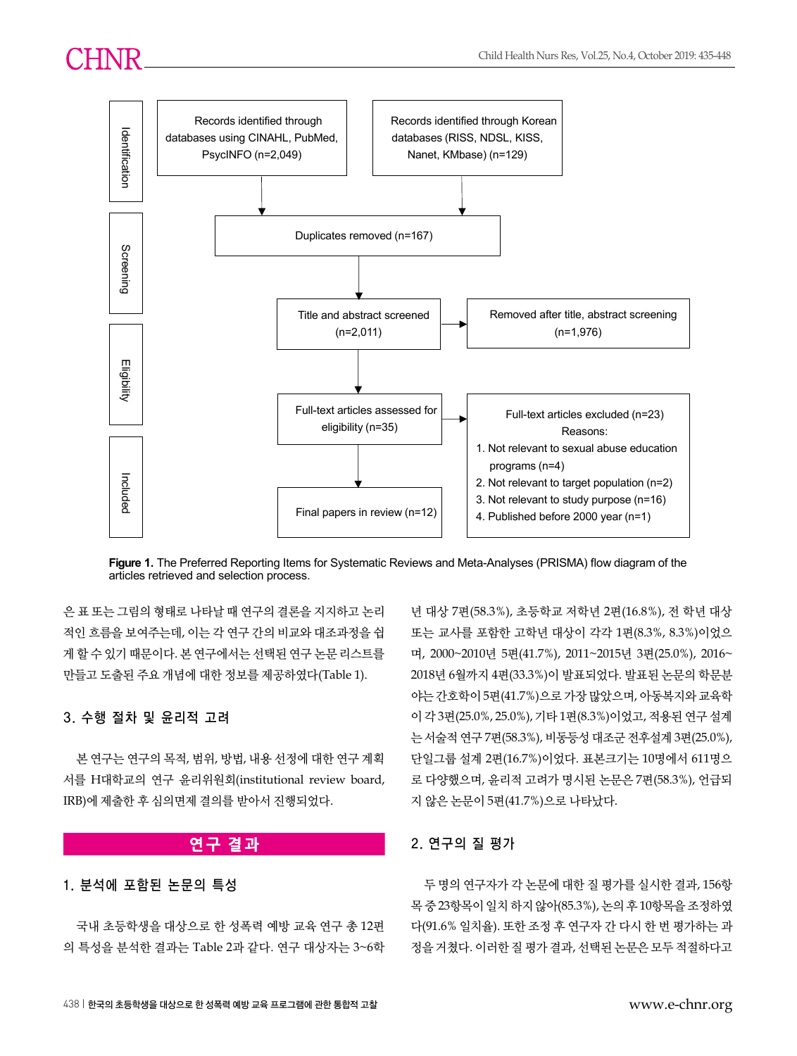Identification

Records identified through databases using CINAHL, PubMed, PsycINFO (n=2,049)

Records identified through Korean databases (RISS, NDSL, KISS, Nanet, KMbase) (n=129)

Screening

Duplicates removed (n=167)

Title and abstract screened (n=2,011)

Removed after title, abstract screening (n=1,976)

Eligibility

Full-text articles assessed for eligibility (n=35)

Full-text articles excluded (n=23)
Reasons:
1. Not relevant to sexual abuse education programs (n=4)
2. Not relevant to target population (n=2)
3. Not relevant to study purpose (n=16)
4. Published before 2000 year (n=1)

Included

Final papers in review (n=12)

**Figure 1.** The Preferred Reporting Items for Systematic Reviews and Meta-Analyses (PRISMA) flow diagram of the articles retrieved and selection process.

은 표 또는 그림의 형태로 나타날 때 연구의 결론을 지지하고 논리적인 흐름을 보여주는데, 이는 각 연구 간의 비교와 대조과정을 쉽게 할 수 있기 때문이다. 본 연구에서는 선택된 연구 논문 리스트를 만들고 도출된 주요 개념에 대한 정보를 제공하였다(Table 1).

### 3. 수행 절차 및 윤리적 고려

본 연구는 연구의 목적, 범위, 방법, 내용 선정에 대한 연구 계획서를 H대학교의 연구 윤리위원회(institutional review board, IRB)에 제출한 후 심의면제 결의를 받아서 진행되었다.

## 연구 결과

### 1. 분석에 포함된 논문의 특성

국내 초등학생을 대상으로 한 성폭력 예방 교육 연구 총 12편의 특성을 분석한 결과는 Table 2과 같다. 연구 대상자는 3~6학년 대상 7편(58.3%), 초등학교 저학년 2편(16.8%), 전 학년 대상 또는 교사를 포함한 고학년 대상이 각각 1편(8.3%, 8.3%)이었으며, 2000~2010년 5편(41.7%), 2011~2015년 3편(25.0%), 2016~2018년 6월까지 4편(33.3%)이 발표되었다. 발표된 논문의 학문분야는 간호학이 5편(41.7%)으로 가장 많았으며, 아동복지와 교육학이 각 3편(25.0%, 25.0%), 기타 1편(8.3%)이었고, 적용된 연구 설계는 서술적 연구 7편(58.3%), 비동등성 대조군 전후설계 3편(25.0%), 단일그룹 설계 2편(16.7%)이었다. 표본크기는 10명에서 611명으로 다양했으며, 윤리적 고려가 명시된 논문은 7편(58.3%), 언급되지 않은 논문이 5편(41.7%)으로 나타났다.

### 2. 연구의 질 평가

두 명의 연구자가 각 논문에 대한 질 평가를 실시한 결과, 156항목 중 23항목이 일치 하지 않아(85.3%), 논의 후 10항목을 조정하였다(91.6% 일치율). 또한 조정 후 연구자 간 다시 한 번 평가하는 과정을 거쳤다. 이러한 질 평가 결과, 선택된 논문은 모두 적절하다고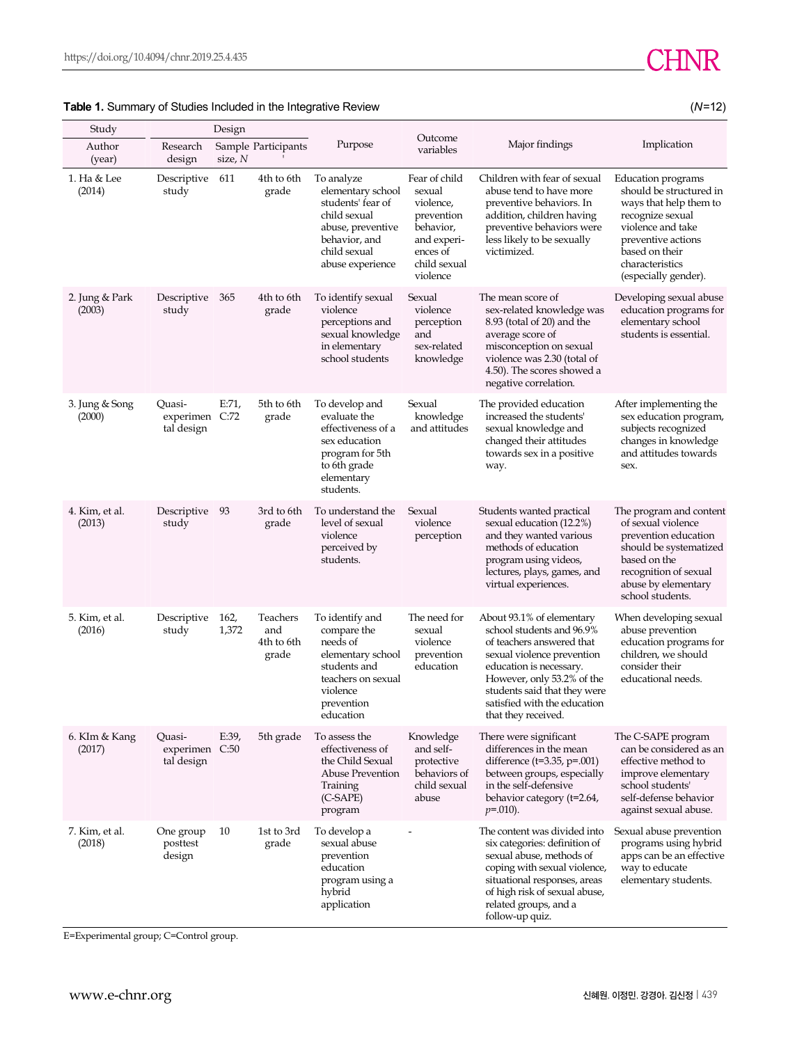**Table 1.** Summary of Studies Included in the Integrative Review (*N*=12)

| Study | Design | | | Purpose | Outcome variables | Major findings | Implication |
|---|---|---|---|---|---|---|---|
| Author (year) | Research design | Sample size, *N* | Participants | | | | |
| 1. Ha & Lee (2014) | Descriptive study | 611 | 4th to 6th grade | To analyze elementary school students' fear of child sexual abuse, preventive behavior, and child sexual abuse experience | Fear of child sexual violence, prevention behavior, and experiences of child sexual violence | Children with fear of sexual abuse tend to have more preventive behaviors. In addition, children having preventive behaviors were less likely to be sexually victimized. | Education programs should be structured in ways that help them to recognize sexual violence and take preventive actions based on their characteristics (especially gender). |
| 2. Jung & Park (2003) | Descriptive study | 365 | 4th to 6th grade | To identify sexual violence perceptions and sexual knowledge in elementary school students | Sexual violence perception and sex-related knowledge | The mean score of sex-related knowledge was 8.93 (total of 20) and the average score of misconception on sexual violence was 2.30 (total of 4.50). The scores showed a negative correlation. | Developing sexual abuse education programs for elementary school students is essential. |
| 3. Jung & Song (2000) | Quasi-experimental design | E:71, C:72 | 5th to 6th grade | To develop and evaluate the effectiveness of a sex education program for 5th to 6th grade elementary students. | Sexual knowledge and attitudes | The provided education increased the students' sexual knowledge and changed their attitudes towards sex in a positive way. | After implementing the sex education program, subjects recognized changes in knowledge and attitudes towards sex. |
| 4. Kim, et al. (2013) | Descriptive study | 93 | 3rd to 6th grade | To understand the level of sexual violence perceived by students. | Sexual violence perception | Students wanted practical sexual education (12.2%) and they wanted various methods of education program using videos, lectures, plays, games, and virtual experiences. | The program and content of sexual violence prevention education should be systematized based on the recognition of sexual abuse by elementary school students. |
| 5. Kim, et al. (2016) | Descriptive study | 162, 1,372 | Teachers and 4th to 6th grade | To identify and compare the needs of elementary school students and teachers on sexual violence prevention education | The need for sexual violence prevention education | About 93.1% of elementary school students and 96.9% of teachers answered that sexual violence prevention education is necessary. However, only 53.2% of the students said that they were satisfied with the education that they received. | When developing sexual abuse prevention education programs for children, we should consider their educational needs. |
| 6. KIm & Kang (2017) | Quasi-experimental design | E:39, C:50 | 5th grade | To assess the effectiveness of the Child Sexual Abuse Prevention Training (C-SAPE) program | Knowledge and self-protective behaviors of child sexual abuse | There were significant differences in the mean difference (t=3.35, p=.001) between groups, especially in the self-defensive behavior category (t=2.64, *p*=.010). | The C-SAPE program can be considered as an effective method to improve elementary school students' self-defense behavior against sexual abuse. |
| 7. Kim, et al. (2018) | One group posttest design | 10 | 1st to 3rd grade | To develop a sexual abuse prevention education program using a hybrid application | - | The content was divided into six categories: definition of sexual abuse, methods of coping with sexual violence, situational responses, areas of high risk of sexual abuse, related groups, and a follow-up quiz. | Sexual abuse prevention programs using hybrid apps can be an effective way to educate elementary students. |

E=Experimental group; C=Control group.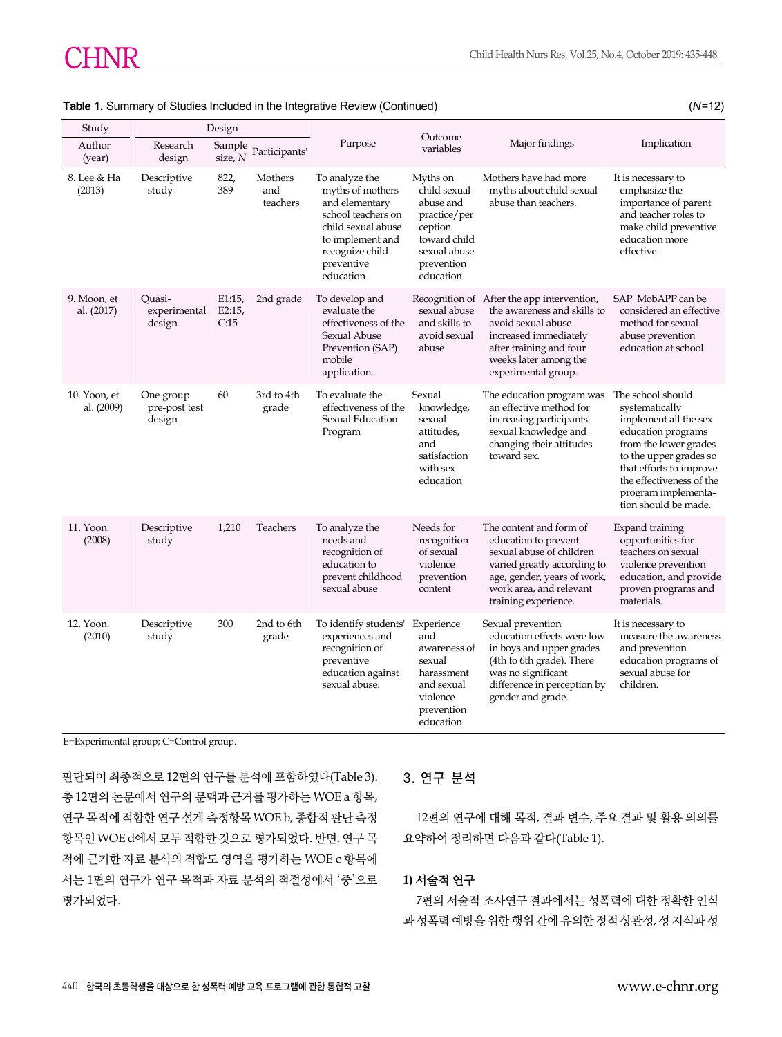**Table 1.** Summary of Studies Included in the Integrative Review (Continued) (*N*=12)

| Study | Design | | | Purpose | Outcome variables | Major findings | Implication |
|---|---|---|---|---|---|---|---|
| Author (year) | Research design | Sample size, *N* | Participants' | | | | |
| 8. Lee & Ha (2013) | Descriptive study | 822, 389 | Mothers and teachers | To analyze the myths of mothers and elementary school teachers on child sexual abuse to implement and recognize child preventive education | Myths on child sexual abuse and practice/perception toward child sexual abuse prevention education | Mothers have had more myths about child sexual abuse than teachers. | It is necessary to emphasize the importance of parent and teacher roles to make child preventive education more effective. |
| 9. Moon, et al. (2017) | Quasi-experimental design | E1:15, E2:15, C:15 | 2nd grade | To develop and evaluate the effectiveness of the Sexual Abuse Prevention (SAP) mobile application. | Recognition of sexual abuse and skills to avoid sexual abuse | After the app intervention, the awareness and skills to avoid sexual abuse increased immediately after training and four weeks later among the experimental group. | SAP_MobAPP can be considered an effective method for sexual abuse prevention education at school. |
| 10. Yoon, et al. (2009) | One group pre-post test design | 60 | 3rd to 4th grade | To evaluate the effectiveness of the Sexual Education Program | Sexual knowledge, sexual attitudes, and satisfaction with sex education | The education program was an effective method for increasing participants' sexual knowledge and changing their attitudes toward sex. | The school should systematically implement all the sex education programs from the lower grades to the upper grades so that efforts to improve the effectiveness of the program implementation should be made. |
| 11. Yoon. (2008) | Descriptive study | 1,210 | Teachers | To analyze the needs and recognition of education to prevent childhood sexual abuse | Needs for recognition of sexual violence prevention content | The content and form of education to prevent sexual abuse of children varied greatly according to age, gender, years of work, work area, and relevant training experience. | Expand training opportunities for teachers on sexual violence prevention education, and provide proven programs and materials. |
| 12. Yoon. (2010) | Descriptive study | 300 | 2nd to 6th grade | To identify students' experiences and recognition of preventive education against sexual abuse. | Experience and awareness of sexual harassment and sexual violence prevention education | Sexual prevention education effects were low in boys and upper grades (4th to 6th grade). There was no significant difference in perception by gender and grade. | It is necessary to measure the awareness and prevention education programs of sexual abuse for children. |

E=Experimental group; C=Control group.

판단되어 최종적으로 12편의 연구를 분석에 포함하였다(Table 3). 총 12편의 논문에서 연구의 문맥과 근거를 평가하는 WOE a 항목, 연구 목적에 적합한 연구 설계 측정항목 WOE b, 종합적 판단 측정 항목인 WOE d에서 모두 적합한 것으로 평가되었다. 반면, 연구 목적에 근거한 자료 분석의 적합도 영역을 평가하는 WOE c 항목에서는 1편의 연구가 연구 목적과 자료 분석의 적절성에서 '중'으로 평가되었다.

### 3. 연구 분석

12편의 연구에 대해 목적, 결과 변수, 주요 결과 및 활용 의의를 요약하여 정리하면 다음과 같다(Table 1).

#### 1) 서술적 연구

7편의 서술적 조사연구 결과에서는 성폭력에 대한 정확한 인식과 성폭력 예방을 위한 행위 간에 유의한 정적 상관성, 성 지식과 성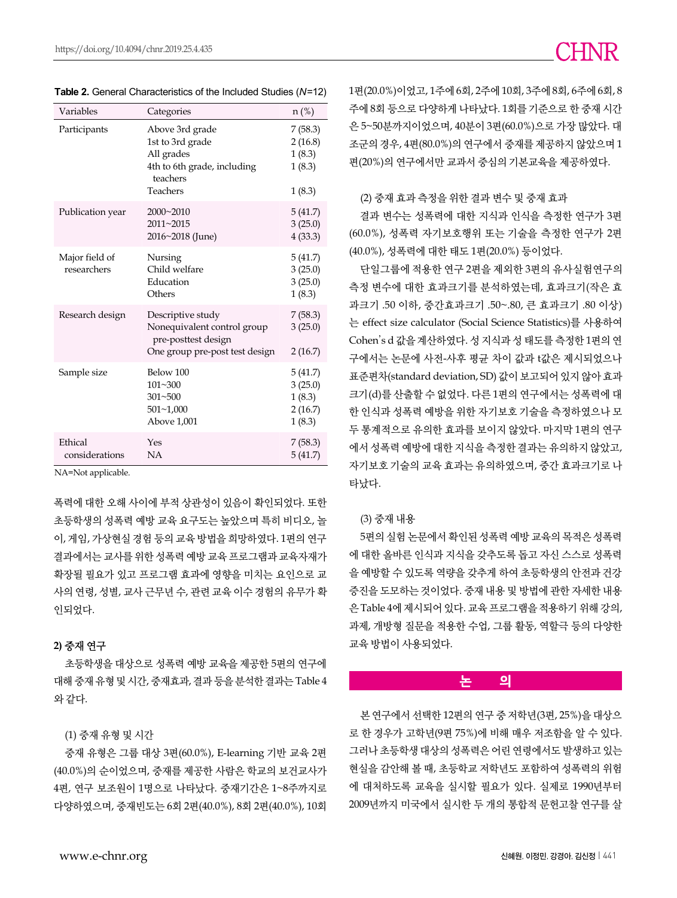**Table 2.** General Characteristics of the Included Studies ($N$=12)

| Variables | Categories | n (%) |
|---|---|---|
| Participants | Above 3rd grade | 7 (58.3) |
| | 1st to 3rd grade | 2 (16.8) |
| | All grades | 1 (8.3) |
| | 4th to 6th grade, including teachers | 1 (8.3) |
| | Teachers | 1 (8.3) |
| Publication year | 2000~2010 | 5 (41.7) |
| | 2011~2015 | 3 (25.0) |
| | 2016~2018 (June) | 4 (33.3) |
| Major field of researchers | Nursing | 5 (41.7) |
| | Child welfare | 3 (25.0) |
| | Education | 3 (25.0) |
| | Others | 1 (8.3) |
| Research design | Descriptive study | 7 (58.3) |
| | Nonequivalent control group pre-posttest design | 3 (25.0) |
| | One group pre-post test design | 2 (16.7) |
| Sample size | Below 100 | 5 (41.7) |
| | 101~300 | 3 (25.0) |
| | 301~500 | 1 (8.3) |
| | 501~1,000 | 2 (16.7) |
| | Above 1,001 | 1 (8.3) |
| Ethical considerations | Yes | 7 (58.3) |
| | NA | 5 (41.7) |

NA=Not applicable.

폭력에 대한 오해 사이에 부적 상관성이 있음이 확인되었다. 또한 초등학생의 성폭력 예방 교육 요구도는 높았으며 특히 비디오, 놀이, 게임, 가상현실 경험 등의 교육 방법을 희망하였다. 1편의 연구 결과에서는 교사를 위한 성폭력 예방 교육 프로그램과 교육자재가 확장될 필요가 있고 프로그램 효과에 영향을 미치는 요인으로 교사의 연령, 성별, 교사 근무년 수, 관련 교육 이수 경험의 유무가 확인되었다.

#### 2) 중재 연구

초등학생을 대상으로 성폭력 예방 교육을 제공한 5편의 연구에 대해 중재 유형 및 시간, 중재효과, 결과 등을 분석한 결과는 Table 4와 같다.

(1) 중재 유형 및 시간

중재 유형은 그룹 대상 3편(60.0%), E-learning 기반 교육 2편(40.0%)의 순이었으며, 중재를 제공한 사람은 학교의 보건교사가 4편, 연구 보조원이 1명으로 나타났다. 중재기간은 1~8주까지로 다양하였으며, 중재빈도는 6회 2편(40.0%), 8회 2편(40.0%), 10회 1편(20.0%)이었고, 1주에 6회, 2주에 10회, 3주에 8회, 6주에 6회, 8주에 8회 등으로 다양하게 나타났다. 1회를 기준으로 한 중재 시간은 5~50분까지이었으며, 40분이 3편(60.0%)으로 가장 많았다. 대조군의 경우, 4편(80.0%)의 연구에서 중재를 제공하지 않았으며 1편(20%)의 연구에서만 교과서 중심의 기본교육을 제공하였다.

(2) 중재 효과 측정을 위한 결과 변수 및 중재 효과

결과 변수는 성폭력에 대한 지식과 인식을 측정한 연구가 3편(60.0%), 성폭력 자기보호행위 또는 기술을 측정한 연구가 2편(40.0%), 성폭력에 대한 태도 1편(20.0%) 등이었다.

단일그룹에 적용한 연구 2편을 제외한 3편의 유사실험연구의 측정 변수에 대한 효과크기를 분석하였는데, 효과크기(작은 효과크기 .50 이하, 중간효과크기 .50~.80, 큰 효과크기 .80 이상)는 effect size calculator (Social Science Statistics)를 사용하여 Cohen's d 값을 계산하였다. 성 지식과 성 태도를 측정한 1편의 연구에서는 논문에 사전-사후 평균 차이 값과 t값은 제시되었으나 표준편차(standard deviation, SD) 값이 보고되어 있지 않아 효과크기(d)를 산출할 수 없었다. 다른 1편의 연구에서는 성폭력에 대한 인식과 성폭력 예방을 위한 자기보호 기술을 측정하였으나 모두 통계적으로 유의한 효과를 보이지 않았다. 마지막 1편의 연구에서 성폭력 예방에 대한 지식을 측정한 결과는 유의하지 않았고, 자기보호 기술의 교육 효과는 유의하였으며, 중간 효과크기로 나타났다.

(3) 중재 내용

5편의 실험 논문에서 확인된 성폭력 예방 교육의 목적은 성폭력에 대한 올바른 인식과 지식을 갖추도록 돕고 자신 스스로 성폭력을 예방할 수 있도록 역량을 갖추게 하여 초등학생의 안전과 건강 증진을 도모하는 것이었다. 중재 내용 및 방법에 관한 자세한 내용은 Table 4에 제시되어 있다. 교육 프로그램을 적용하기 위해 강의, 과제, 개방형 질문을 적용한 수업, 그룹 활동, 역할극 등의 다양한 교육 방법이 사용되었다.

## 논 의

본 연구에서 선택한 12편의 연구 중 저학년(3편, 25%)을 대상으로 한 경우가 고학년(9편 75%)에 비해 매우 저조함을 알 수 있다. 그러나 초등학생 대상의 성폭력은 어린 연령에서도 발생하고 있는 현실을 감안해 볼 때, 초등학교 저학년도 포함하여 성폭력의 위험에 대처하도록 교육을 실시할 필요가 있다. 실제로 1990년부터 2009년까지 미국에서 실시한 두 개의 통합적 문헌고찰 연구를 살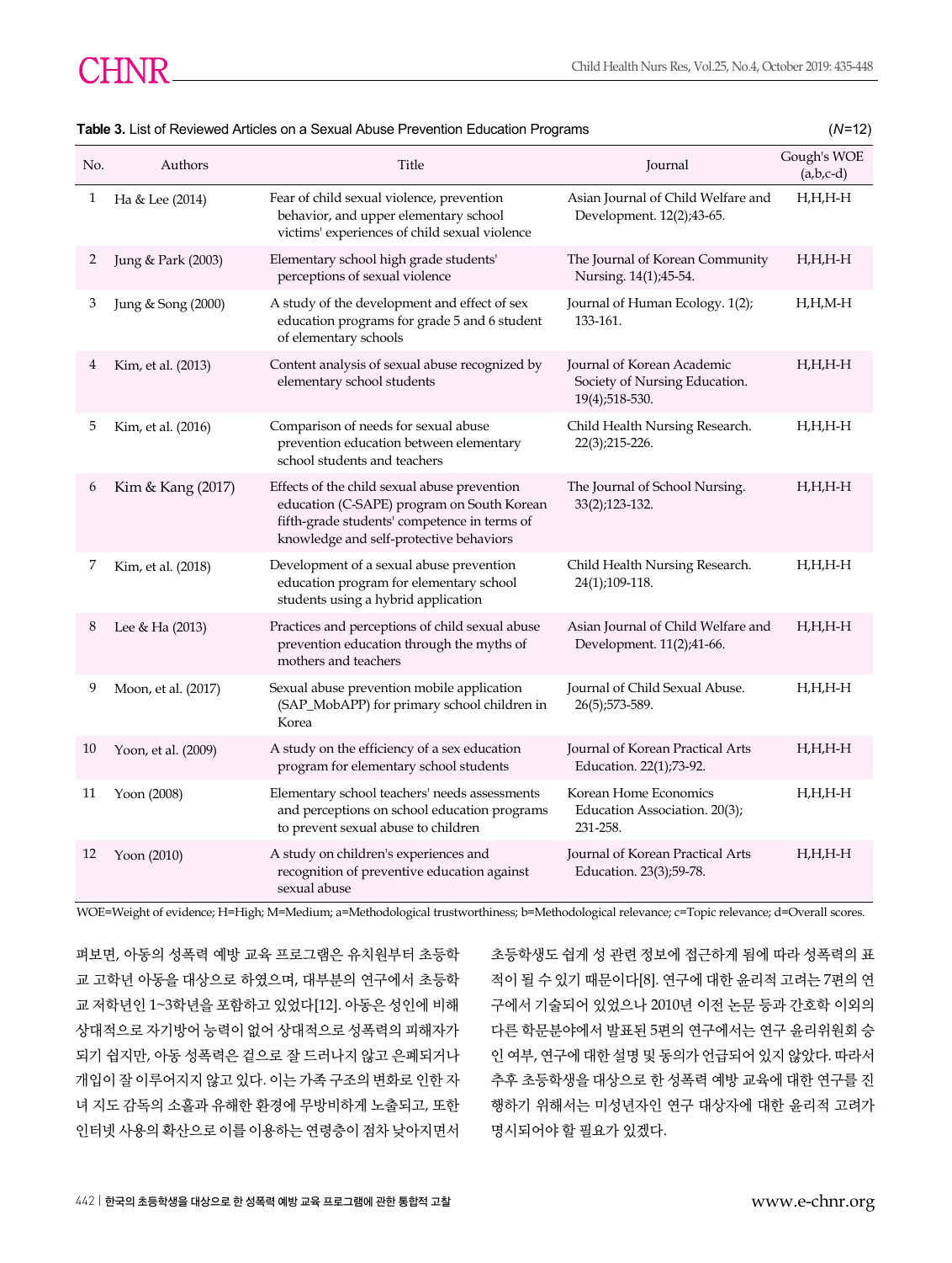**Table 3.** List of Reviewed Articles on a Sexual Abuse Prevention Education Programs (*N*=12)

| No. | Authors | Title | Journal | Gough's WOE (a,b,c-d) |
|---|---|---|---|---|
| 1 | Ha & Lee (2014) | Fear of child sexual violence, prevention behavior, and upper elementary school victims' experiences of child sexual violence | Asian Journal of Child Welfare and Development. 12(2);43-65. | H,H,H-H |
| 2 | Jung & Park (2003) | Elementary school high grade students' perceptions of sexual violence | The Journal of Korean Community Nursing. 14(1);45-54. | H,H,H-H |
| 3 | Jung & Song (2000) | A study of the development and effect of sex education programs for grade 5 and 6 student of elementary schools | Journal of Human Ecology. 1(2); 133-161. | H,H,M-H |
| 4 | Kim, et al. (2013) | Content analysis of sexual abuse recognized by elementary school students | Journal of Korean Academic Society of Nursing Education. 19(4);518-530. | H,H,H-H |
| 5 | Kim, et al. (2016) | Comparison of needs for sexual abuse prevention education between elementary school students and teachers | Child Health Nursing Research. 22(3);215-226. | H,H,H-H |
| 6 | Kim & Kang (2017) | Effects of the child sexual abuse prevention education (C-SAPE) program on South Korean fifth-grade students' competence in terms of knowledge and self-protective behaviors | The Journal of School Nursing. 33(2);123-132. | H,H,H-H |
| 7 | Kim, et al. (2018) | Development of a sexual abuse prevention education program for elementary school students using a hybrid application | Child Health Nursing Research. 24(1);109-118. | H,H,H-H |
| 8 | Lee & Ha (2013) | Practices and perceptions of child sexual abuse prevention education through the myths of mothers and teachers | Asian Journal of Child Welfare and Development. 11(2);41-66. | H,H,H-H |
| 9 | Moon, et al. (2017) | Sexual abuse prevention mobile application (SAP_MobAPP) for primary school children in Korea | Journal of Child Sexual Abuse. 26(5);573-589. | H,H,H-H |
| 10 | Yoon, et al. (2009) | A study on the efficiency of a sex education program for elementary school students | Journal of Korean Practical Arts Education. 22(1);73-92. | H,H,H-H |
| 11 | Yoon (2008) | Elementary school teachers' needs assessments and perceptions on school education programs to prevent sexual abuse to children | Korean Home Economics Education Association. 20(3); 231-258. | H,H,H-H |
| 12 | Yoon (2010) | A study on children's experiences and recognition of preventive education against sexual abuse | Journal of Korean Practical Arts Education. 23(3);59-78. | H,H,H-H |

WOE=Weight of evidence; H=High; M=Medium; a=Methodological trustworthiness; b=Methodological relevance; c=Topic relevance; d=Overall scores.

펴보면, 아동의 성폭력 예방 교육 프로그램은 유치원부터 초등학교 고학년 아동을 대상으로 하였으며, 대부분의 연구에서 초등학교 저학년인 1~3학년을 포함하고 있었다[12]. 아동은 성인에 비해 상대적으로 자기방어 능력이 없어 상대적으로 성폭력의 피해자가 되기 쉽지만, 아동 성폭력은 겉으로 잘 드러나지 않고 은폐되거나 개입이 잘 이루어지지 않고 있다. 이는 가족 구조의 변화로 인한 자녀 지도 감독의 소홀과 유해한 환경에 무방비하게 노출되고, 또한 인터넷 사용의 확산으로 이를 이용하는 연령층이 점차 낮아지면서 초등학생도 쉽게 성 관련 정보에 접근하게 됨에 따라 성폭력의 표적이 될 수 있기 때문이다[8]. 연구에 대한 윤리적 고려는 7편의 연구에서 기술되어 있었으나 2010년 이전 논문 등과 간호학 이외의 다른 학문분야에서 발표된 5편의 연구에서는 연구 윤리위원회 승인 여부, 연구에 대한 설명 및 동의가 언급되어 있지 않았다. 따라서 추후 초등학생을 대상으로 한 성폭력 예방 교육에 대한 연구를 진행하기 위해서는 미성년자인 연구 대상자에 대한 윤리적 고려가 명시되어야 할 필요가 있겠다.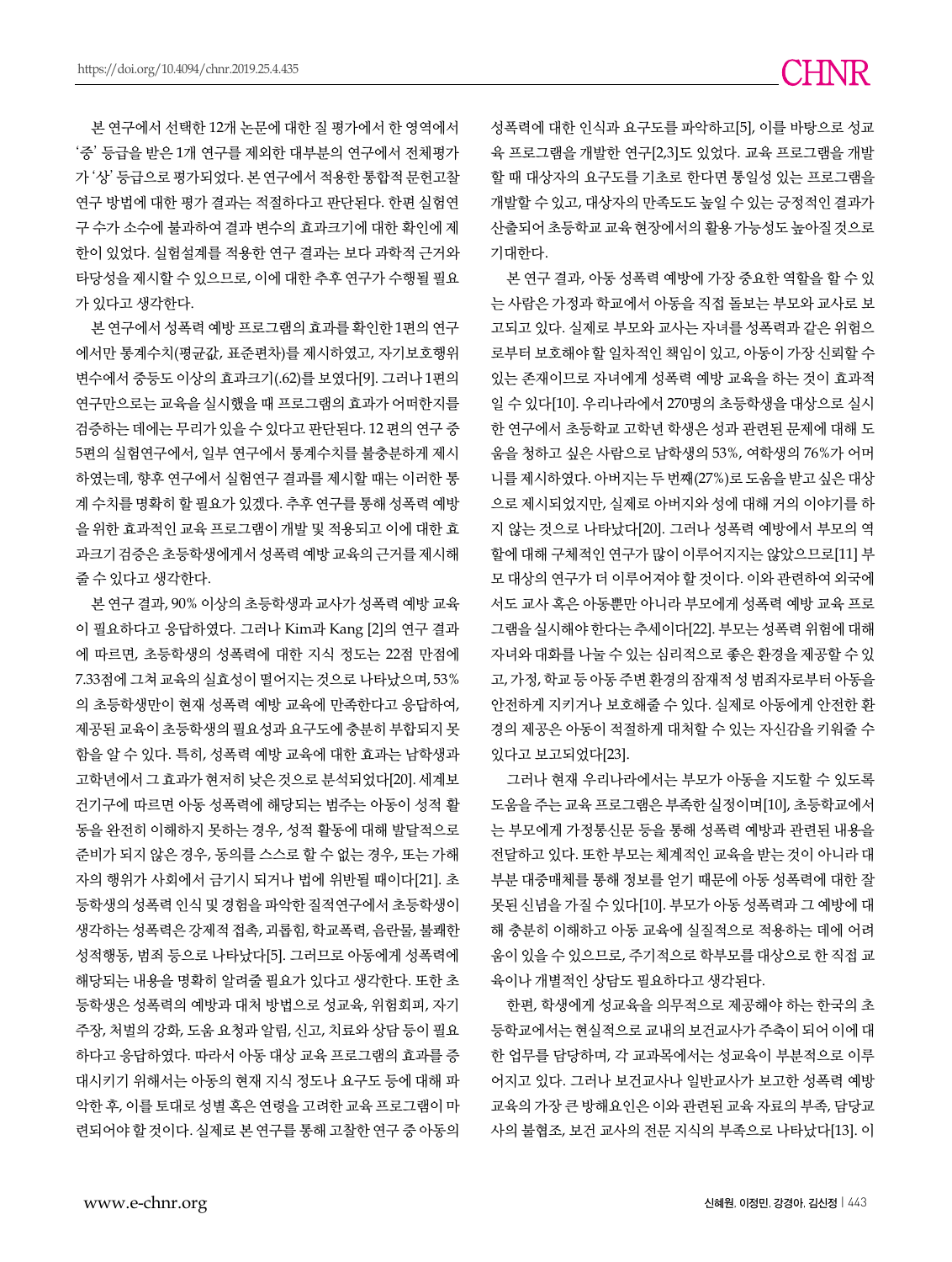본 연구에서 선택한 12개 논문에 대한 질 평가에서 한 영역에서 '중' 등급을 받은 1개 연구를 제외한 대부분의 연구에서 전체평가가 '상' 등급으로 평가되었다. 본 연구에서 적용한 통합적 문헌고찰 연구 방법에 대한 평가 결과는 적절하다고 판단된다. 한편 실험연구 수가 소수에 불과하여 결과 변수의 효과크기에 대한 확인에 제한이 있었다. 실험설계를 적용한 연구 결과는 보다 과학적 근거와 타당성을 제시할 수 있으므로, 이에 대한 추후 연구가 수행될 필요가 있다고 생각한다.

본 연구에서 성폭력 예방 프로그램의 효과를 확인한 1편의 연구에서만 통계수치(평균값, 표준편차)를 제시하였고, 자기보호행위 변수에서 중등도 이상의 효과크기(.62)를 보였다[9]. 그러나 1편의 연구만으로는 교육을 실시했을 때 프로그램의 효과가 어떠한지를 검증하는 데에는 무리가 있을 수 있다고 판단된다. 12 편의 연구 중 5편의 실험연구에서, 일부 연구에서 통계수치를 불충분하게 제시하였는데, 향후 연구에서 실험연구 결과를 제시할 때는 이러한 통계 수치를 명확히 할 필요가 있겠다. 추후 연구를 통해 성폭력 예방을 위한 효과적인 교육 프로그램이 개발 및 적용되고 이에 대한 효과크기 검증은 초등학생에게서 성폭력 예방 교육의 근거를 제시해 줄 수 있다고 생각한다.

본 연구 결과, 90% 이상의 초등학생과 교사가 성폭력 예방 교육이 필요하다고 응답하였다. 그러나 Kim과 Kang [2]의 연구 결과에 따르면, 초등학생의 성폭력에 대한 지식 정도는 22점 만점에 7.33점에 그쳐 교육의 실효성이 떨어지는 것으로 나타났으며, 53%의 초등학생만이 현재 성폭력 예방 교육에 만족한다고 응답하여, 제공된 교육이 초등학생의 필요성과 요구도에 충분히 부합되지 못함을 알 수 있다. 특히, 성폭력 예방 교육에 대한 효과는 남학생과 고학년에서 그 효과가 현저히 낮은 것으로 분석되었다[20]. 세계보건기구에 따르면 아동 성폭력에 해당되는 범주는 아동이 성적 활동을 완전히 이해하지 못하는 경우, 성적 활동에 대해 발달적으로 준비가 되지 않은 경우, 동의를 스스로 할 수 없는 경우, 또는 가해자의 행위가 사회에서 금기시 되거나 법에 위반될 때이다[21]. 초등학생의 성폭력 인식 및 경험을 파악한 질적연구에서 초등학생이 생각하는 성폭력은 강제적 접촉, 괴롭힘, 학교폭력, 음란물, 불쾌한 성적행동, 범죄 등으로 나타났다[5]. 그러므로 아동에게 성폭력에 해당되는 내용을 명확히 알려줄 필요가 있다고 생각한다. 또한 초등학생은 성폭력의 예방과 대처 방법으로 성교육, 위험회피, 자기주장, 처벌의 강화, 도움 요청과 알림, 신고, 치료와 상담 등이 필요하다고 응답하였다. 따라서 아동 대상 교육 프로그램의 효과를 증대시키기 위해서는 아동의 현재 지식 정도나 요구도 등에 대해 파악한 후, 이를 토대로 성별 혹은 연령을 고려한 교육 프로그램이 마련되어야 할 것이다. 실제로 본 연구를 통해 고찰한 연구 중 아동의 성폭력에 대한 인식과 요구도를 파악하고[5], 이를 바탕으로 성교육 프로그램을 개발한 연구[2,3]도 있었다. 교육 프로그램을 개발할 때 대상자의 요구도를 기초로 한다면 통일성 있는 프로그램을 개발할 수 있고, 대상자의 만족도도 높일 수 있는 긍정적인 결과가 산출되어 초등학교 교육 현장에서의 활용 가능성도 높아질 것으로 기대한다.

본 연구 결과, 아동 성폭력 예방에 가장 중요한 역할을 할 수 있는 사람은 가정과 학교에서 아동을 직접 돌보는 부모와 교사로 보고되고 있다. 실제로 부모와 교사는 자녀를 성폭력과 같은 위험으로부터 보호해야 할 일차적인 책임이 있고, 아동이 가장 신뢰할 수 있는 존재이므로 자녀에게 성폭력 예방 교육을 하는 것이 효과적일 수 있다[10]. 우리나라에서 270명의 초등학생을 대상으로 실시한 연구에서 초등학교 고학년 학생은 성과 관련된 문제에 대해 도움을 청하고 싶은 사람으로 남학생의 53%, 여학생의 76%가 어머니를 제시하였다. 아버지는 두 번째(27%)로 도움을 받고 싶은 대상으로 제시되었지만, 실제로 아버지와 성에 대해 거의 이야기를 하지 않는 것으로 나타났다[20]. 그러나 성폭력 예방에서 부모의 역할에 대해 구체적인 연구가 많이 이루어지지는 않았으므로[11] 부모 대상의 연구가 더 이루어져야 할 것이다. 이와 관련하여 외국에서도 교사 혹은 아동뿐만 아니라 부모에게 성폭력 예방 교육 프로그램을 실시해야 한다는 추세이다[22]. 부모는 성폭력 위험에 대해 자녀와 대화를 나눌 수 있는 심리적으로 좋은 환경을 제공할 수 있고, 가정, 학교 등 아동 주변 환경의 잠재적 성 범죄자로부터 아동을 안전하게 지키거나 보호해줄 수 있다. 실제로 아동에게 안전한 환경의 제공은 아동이 적절하게 대처할 수 있는 자신감을 키워줄 수 있다고 보고되었다[23].

그러나 현재 우리나라에서는 부모가 아동을 지도할 수 있도록 도움을 주는 교육 프로그램은 부족한 실정이며[10], 초등학교에서는 부모에게 가정통신문 등을 통해 성폭력 예방과 관련된 내용을 전달하고 있다. 또한 부모는 체계적인 교육을 받는 것이 아니라 대부분 대중매체를 통해 정보를 얻기 때문에 아동 성폭력에 대한 잘못된 신념을 가질 수 있다[10]. 부모가 아동 성폭력과 그 예방에 대해 충분히 이해하고 아동 교육에 실질적으로 적용하는 데에 어려움이 있을 수 있으므로, 주기적으로 학부모를 대상으로 한 직접 교육이나 개별적인 상담도 필요하다고 생각된다.

한편, 학생에게 성교육을 의무적으로 제공해야 하는 한국의 초등학교에서는 현실적으로 교내의 보건교사가 주축이 되어 이에 대한 업무를 담당하며, 각 교과목에서는 성교육이 부분적으로 이루어지고 있다. 그러나 보건교사나 일반교사가 보고한 성폭력 예방 교육의 가장 큰 방해요인은 이와 관련된 교육 자료의 부족, 담당교사의 불협조, 보건 교사의 전문 지식의 부족으로 나타났다[13]. 이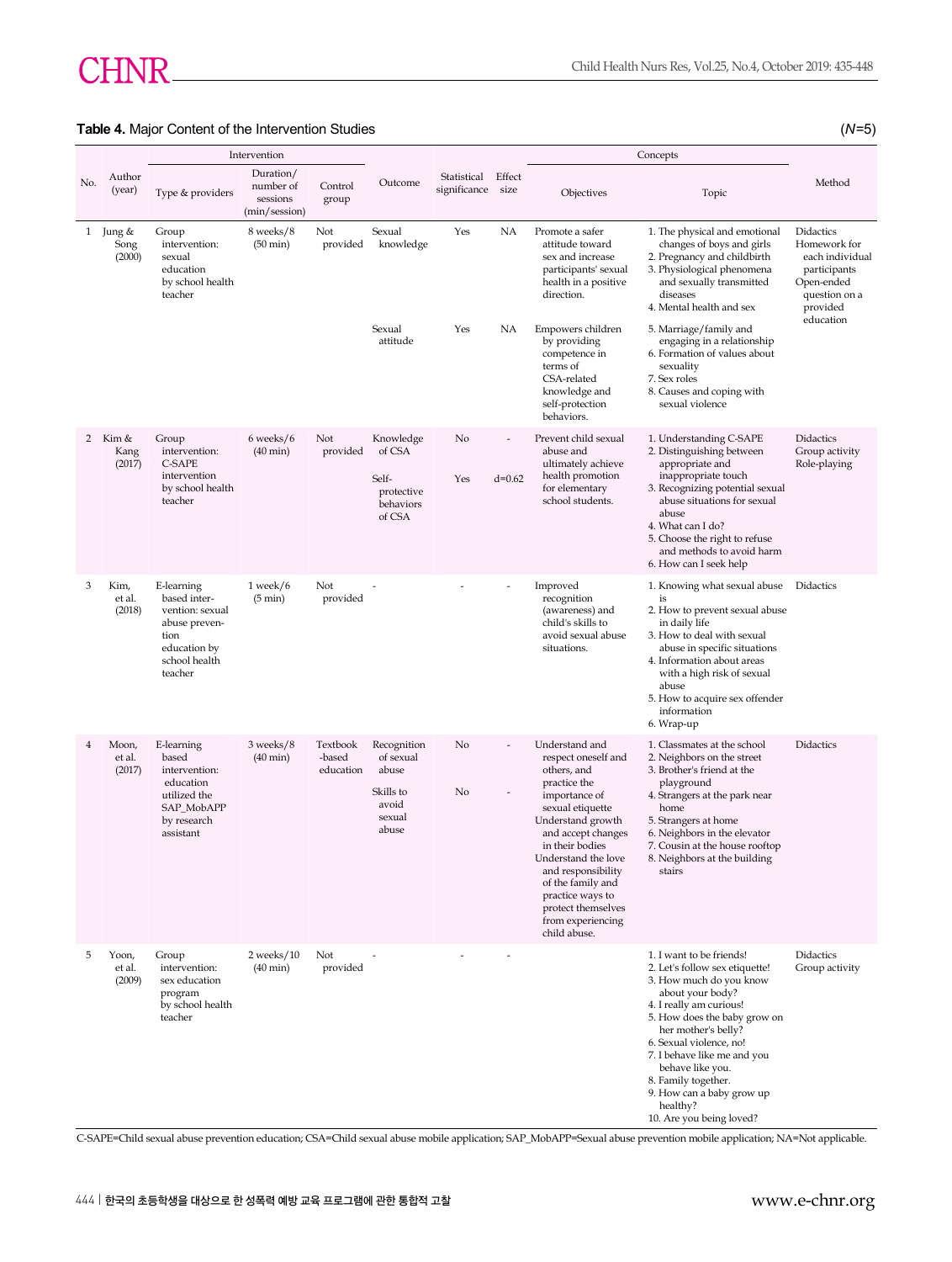**Table 4.** Major Content of the Intervention Studies (*N*=5)

| No. | Author (year) | Intervention | | | Outcome | Statistical significance | Effect size | Concepts | | Method |
|---|---|---|---|---|---|---|---|---|---|---|
| | | Type & providers | Duration/ number of sessions (min/session) | Control group | | | | Objectives | Topic | |
| 1 | Jung & Song (2000) | Group intervention: sexual education by school health teacher | 8 weeks/8 (50 min) | Not provided | Sexual knowledge | Yes | NA | Promote a safer attitude toward sex and increase participants' sexual health in a positive direction. | 1. The physical and emotional changes of boys and girls 2. Pregnancy and childbirth 3. Physiological phenomena and sexually transmitted diseases 4. Mental health and sex | Didactics Homework for each individual participants Open-ended question on a provided education |
| | | | | | Sexual attitude | Yes | NA | Empowers children by providing competence in terms of CSA-related knowledge and self-protection behaviors. | 5. Marriage/family and engaging in a relationship 6. Formation of values about sexuality 7. Sex roles 8. Causes and coping with sexual violence | |
| 2 | Kim & Kang (2017) | Group intervention: C-SAPE intervention by school health teacher | 6 weeks/6 (40 min) | Not provided | Knowledge of CSA | No | - | Prevent child sexual abuse and ultimately achieve health promotion for elementary school students. | 1. Understanding C-SAPE 2. Distinguishing between appropriate and inappropriate touch 3. Recognizing potential sexual abuse situations for sexual abuse 4. What can I do? 5. Choose the right to refuse and methods to avoid harm 6. How can I seek help | Didactics Group activity Role-playing |
| | | | | | Self-protective behaviors of CSA | Yes | d=0.62 | | | |
| 3 | Kim, et al. (2018) | E-learning based intervention: sexual abuse prevention education by school health teacher | 1 week/6 (5 min) | Not provided | - | - | - | Improved recognition (awareness) and child's skills to avoid sexual abuse situations. | 1. Knowing what sexual abuse is 2. How to prevent sexual abuse in daily life 3. How to deal with sexual abuse in specific situations 4. Information about areas with a high risk of sexual abuse 5. How to acquire sex offender information 6. Wrap-up | Didactics |
| 4 | Moon, et al. (2017) | E-learning based intervention: education utilized the SAP_MobAPP by research assistant | 3 weeks/8 (40 min) | Textbook -based education | Recognition of sexual abuse | No | - | Understand and respect oneself and others, and practice the importance of sexual etiquette Understand growth and accept changes in their bodies Understand the love and responsibility of the family and practice ways to protect themselves from experiencing child abuse. | 1. Classmates at the school 2. Neighbors on the street 3. Brother's friend at the playground 4. Strangers at the park near home 5. Strangers at home 6. Neighbors in the elevator 7. Cousin at the house rooftop 8. Neighbors at the building stairs | Didactics |
| | | | | | Skills to avoid sexual abuse | No | - | | | |
| 5 | Yoon, et al. (2009) | Group intervention: sex education program by school health teacher | 2 weeks/10 (40 min) | Not provided | - | - | - | | 1. I want to be friends! 2. Let's follow sex etiquette! 3. How much do you know about your body? 4. I really am curious! 5. How does the baby grow on her mother's belly? 6. Sexual violence, no! 7. I behave like me and you behave like you. 8. Family together. 9. How can a baby grow up healthy? 10. Are you being loved? | Didactics Group activity |

C-SAPE=Child sexual abuse prevention education; CSA=Child sexual abuse mobile application; SAP_MobAPP=Sexual abuse prevention mobile application; NA=Not applicable.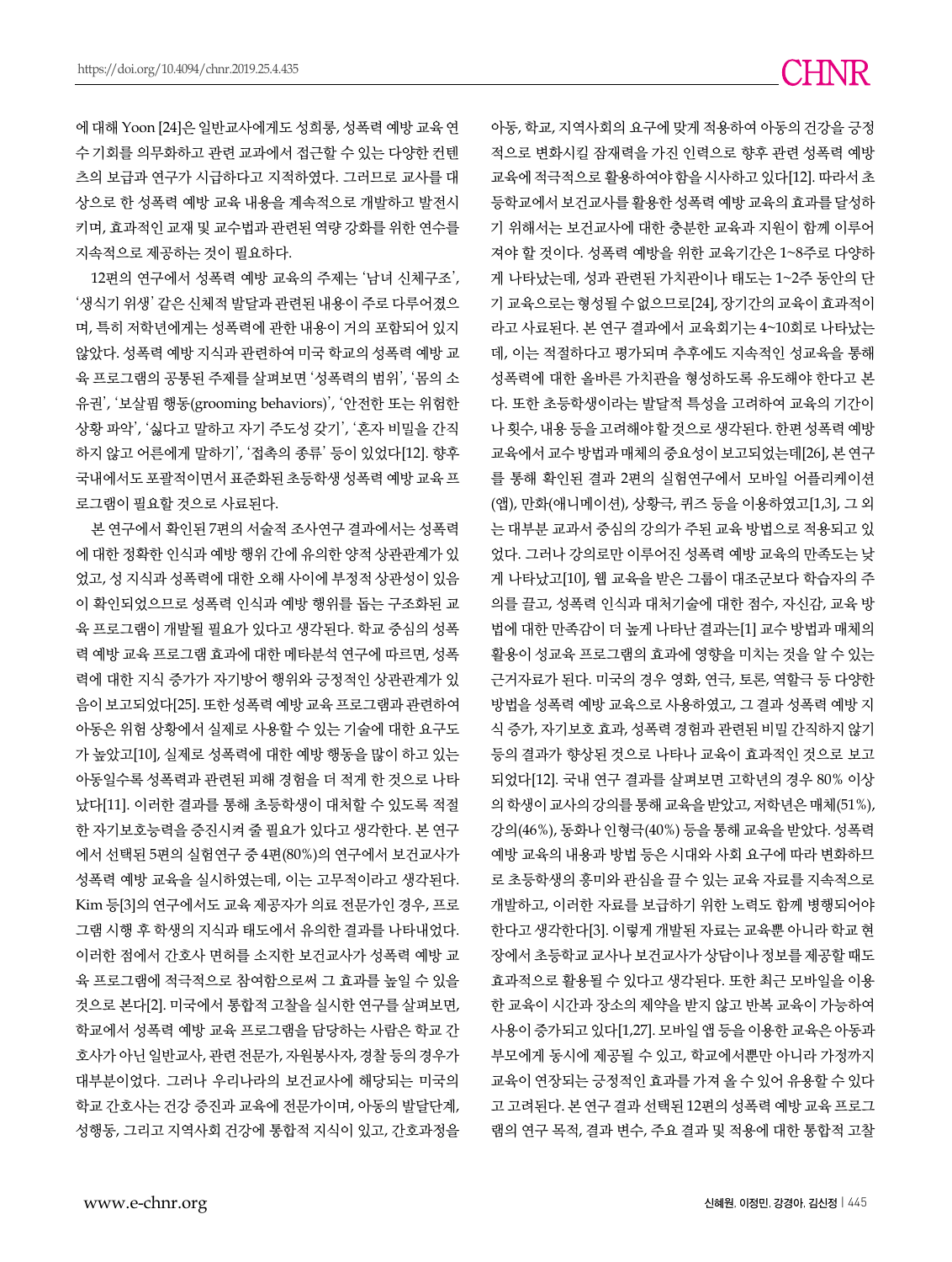에 대해 Yoon [24]은 일반교사에게도 성희롱, 성폭력 예방 교육 연수 기회를 의무화하고 관련 교과에서 접근할 수 있는 다양한 컨텐츠의 보급과 연구가 시급하다고 지적하였다. 그러므로 교사를 대상으로 한 성폭력 예방 교육 내용을 계속적으로 개발하고 발전시키며, 효과적인 교재 및 교수법과 관련된 역량 강화를 위한 연수를 지속적으로 제공하는 것이 필요하다.

12편의 연구에서 성폭력 예방 교육의 주제는 '남녀 신체구조', '생식기 위생' 같은 신체적 발달과 관련된 내용이 주로 다루어졌으며, 특히 저학년에게는 성폭력에 관한 내용이 거의 포함되어 있지 않았다. 성폭력 예방 지식과 관련하여 미국 학교의 성폭력 예방 교육 프로그램의 공통된 주제를 살펴보면 '성폭력의 범위', '몸의 소유권', '보살핌 행동(grooming behaviors)', '안전한 또는 위험한 상황 파악', '싫다고 말하고 자기 주도성 갖기', '혼자 비밀을 간직하지 않고 어른에게 말하기', '접촉의 종류' 등이 있었다[12]. 향후 국내에서도 포괄적이면서 표준화된 초등학생 성폭력 예방 교육 프로그램이 필요할 것으로 사료된다.

본 연구에서 확인된 7편의 서술적 조사연구 결과에서는 성폭력에 대한 정확한 인식과 예방 행위 간에 유의한 양적 상관관계가 있었고, 성 지식과 성폭력에 대한 오해 사이에 부정적 상관성이 있음이 확인되었으므로 성폭력 인식과 예방 행위를 돕는 구조화된 교육 프로그램이 개발될 필요가 있다고 생각된다. 학교 중심의 성폭력 예방 교육 프로그램 효과에 대한 메타분석 연구에 따르면, 성폭력에 대한 지식 증가가 자기방어 행위와 긍정적인 상관관계가 있음이 보고되었다[25]. 또한 성폭력 예방 교육 프로그램과 관련하여 아동은 위험 상황에서 실제로 사용할 수 있는 기술에 대한 요구도가 높았고[10], 실제로 성폭력에 대한 예방 행동을 많이 하고 있는 아동일수록 성폭력과 관련된 피해 경험을 더 적게 한 것으로 나타났다[11]. 이러한 결과를 통해 초등학생이 대처할 수 있도록 적절한 자기보호능력을 증진시켜 줄 필요가 있다고 생각한다. 본 연구에서 선택된 5편의 실험연구 중 4편(80%)의 연구에서 보건교사가 성폭력 예방 교육을 실시하였는데, 이는 고무적이라고 생각된다. Kim 등[3]의 연구에서도 교육 제공자가 의료 전문가인 경우, 프로그램 시행 후 학생의 지식과 태도에서 유의한 결과를 나타내었다. 이러한 점에서 간호사 면허를 소지한 보건교사가 성폭력 예방 교육 프로그램에 적극적으로 참여함으로써 그 효과를 높일 수 있을 것으로 본다[2]. 미국에서 통합적 고찰을 실시한 연구를 살펴보면, 학교에서 성폭력 예방 교육 프로그램을 담당하는 사람은 학교 간호사가 아닌 일반교사, 관련 전문가, 자원봉사자, 경찰 등의 경우가 대부분이었다. 그러나 우리나라의 보건교사에 해당되는 미국의 학교 간호사는 건강 증진과 교육에 전문가이며, 아동의 발달단계, 성행동, 그리고 지역사회 건강에 통합적 지식이 있고, 간호과정을 아동, 학교, 지역사회의 요구에 맞게 적용하여 아동의 건강을 긍정적으로 변화시킬 잠재력을 가진 인력으로 향후 관련 성폭력 예방 교육에 적극적으로 활용하여야 함을 시사하고 있다[12]. 따라서 초등학교에서 보건교사를 활용한 성폭력 예방 교육의 효과를 달성하기 위해서는 보건교사에 대한 충분한 교육과 지원이 함께 이루어져야 할 것이다. 성폭력 예방을 위한 교육기간은 1~8주로 다양하게 나타났는데, 성과 관련된 가치관이나 태도는 1~2주 동안의 단기 교육으로는 형성될 수 없으므로[24], 장기간의 교육이 효과적이라고 사료된다. 본 연구 결과에서 교육회기는 4~10회로 나타났는데, 이는 적절하다고 평가되며 추후에도 지속적인 성교육을 통해 성폭력에 대한 올바른 가치관을 형성하도록 유도해야 한다고 본다. 또한 초등학생이라는 발달적 특성을 고려하여 교육의 기간이나 횟수, 내용 등을 고려해야 할 것으로 생각된다. 한편 성폭력 예방 교육에서 교수 방법과 매체의 중요성이 보고되었는데[26], 본 연구를 통해 확인된 결과 2편의 실험연구에서 모바일 어플리케이션(앱), 만화(애니메이션), 상황극, 퀴즈 등을 이용하였고[1,3], 그 외는 대부분 교과서 중심의 강의가 주된 교육 방법으로 적용되고 있었다. 그러나 강의로만 이루어진 성폭력 예방 교육의 만족도는 낮게 나타났고[10], 웹 교육을 받은 그룹이 대조군보다 학습자의 주의를 끌고, 성폭력 인식과 대처기술에 대한 점수, 자신감, 교육 방법에 대한 만족감이 더 높게 나타난 결과는[1] 교수 방법과 매체의 활용이 성교육 프로그램의 효과에 영향을 미치는 것을 알 수 있는 근거자료가 된다. 미국의 경우 영화, 연극, 토론, 역할극 등 다양한 방법을 성폭력 예방 교육으로 사용하였고, 그 결과 성폭력 예방 지식 증가, 자기보호 효과, 성폭력 경험과 관련된 비밀 간직하지 않기 등의 결과가 향상된 것으로 나타나 교육이 효과적인 것으로 보고되었다[12]. 국내 연구 결과를 살펴보면 고학년의 경우 80% 이상의 학생이 교사의 강의를 통해 교육을 받았고, 저학년은 매체(51%), 강의(46%), 동화나 인형극(40%) 등을 통해 교육을 받았다. 성폭력 예방 교육의 내용과 방법 등은 시대와 사회 요구에 따라 변화하므로 초등학생의 흥미와 관심을 끌 수 있는 교육 자료를 지속적으로 개발하고, 이러한 자료를 보급하기 위한 노력도 함께 병행되어야 한다고 생각한다[3]. 이렇게 개발된 자료는 교육뿐 아니라 학교 현장에서 초등학교 교사나 보건교사가 상담이나 정보를 제공할 때도 효과적으로 활용될 수 있다고 생각된다. 또한 최근 모바일을 이용한 교육이 시간과 장소의 제약을 받지 않고 반복 교육이 가능하여 사용이 증가되고 있다[1,27]. 모바일 앱 등을 이용한 교육은 아동과 부모에게 동시에 제공될 수 있고, 학교에서뿐만 아니라 가정까지 교육이 연장되는 긍정적인 효과를 가져 올 수 있어 유용할 수 있다고 고려된다. 본 연구 결과 선택된 12편의 성폭력 예방 교육 프로그램의 연구 목적, 결과 변수, 주요 결과 및 적용에 대한 통합적 고찰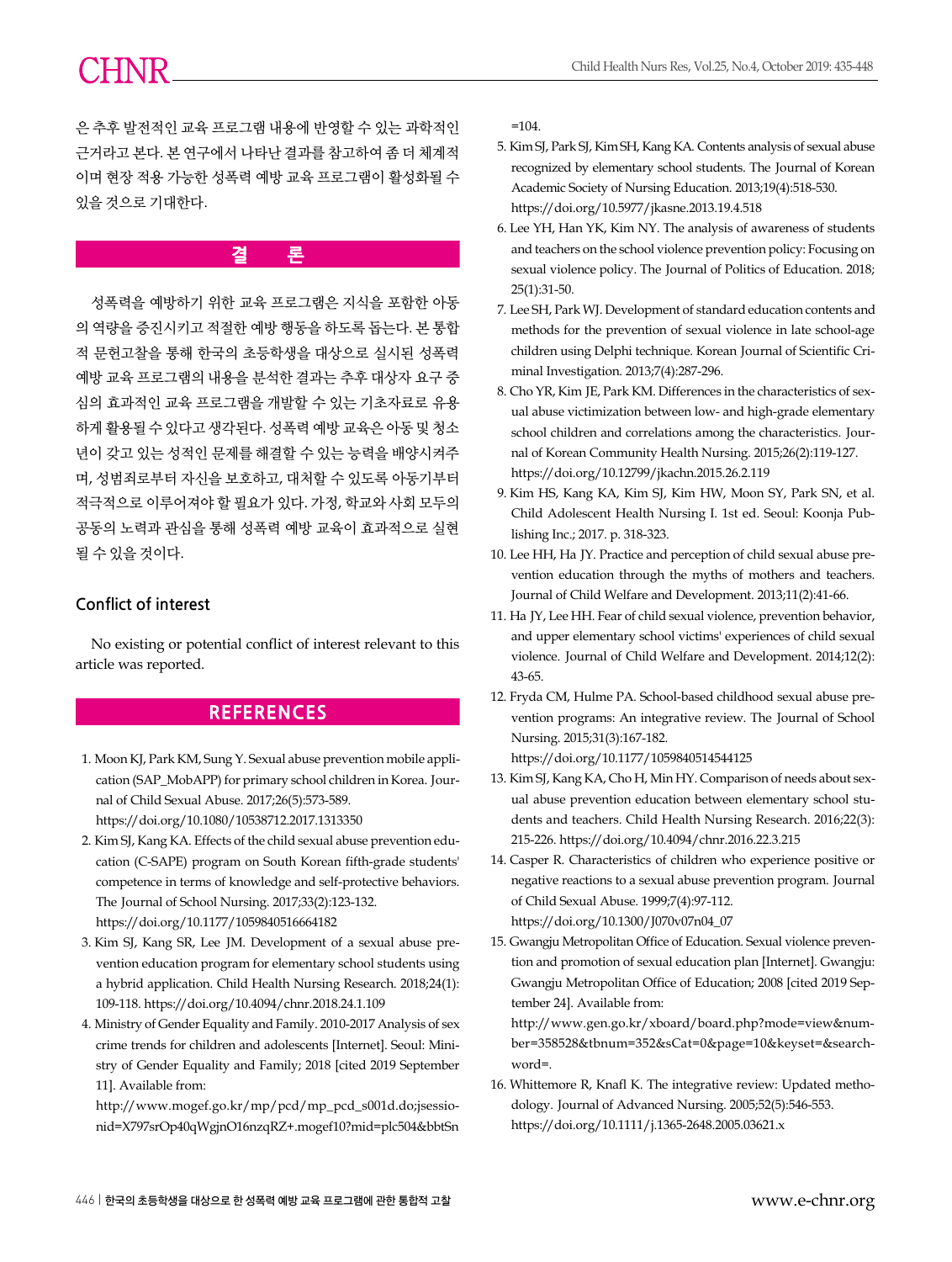은 추후 발전적인 교육 프로그램 내용에 반영할 수 있는 과학적인 근거라고 본다. 본 연구에서 나타난 결과를 참고하여 좀 더 체계적이며 현장 적용 가능한 성폭력 예방 교육 프로그램이 활성화될 수 있을 것으로 기대한다.

## 결 론

성폭력을 예방하기 위한 교육 프로그램은 지식을 포함한 아동의 역량을 증진시키고 적절한 예방 행동을 하도록 돕는다. 본 통합적 문헌고찰을 통해 한국의 초등학생을 대상으로 실시된 성폭력 예방 교육 프로그램의 내용을 분석한 결과는 추후 대상자 요구 중심의 효과적인 교육 프로그램을 개발할 수 있는 기초자료로 유용하게 활용될 수 있다고 생각된다. 성폭력 예방 교육은 아동 및 청소년이 갖고 있는 성적인 문제를 해결할 수 있는 능력을 배양시켜주며, 성범죄로부터 자신을 보호하고, 대처할 수 있도록 아동기부터 적극적으로 이루어져야 할 필요가 있다. 가정, 학교와 사회 모두의 공동의 노력과 관심을 통해 성폭력 예방 교육이 효과적으로 실현될 수 있을 것이다.

### Conflict of interest

No existing or potential conflict of interest relevant to this article was reported.

## REFERENCES

1. Moon KJ, Park KM, Sung Y. Sexual abuse prevention mobile application (SAP_MobAPP) for primary school children in Korea. Journal of Child Sexual Abuse. 2017;26(5):573-589. https://doi.org/10.1080/10538712.2017.1313350
2. Kim SJ, Kang KA. Effects of the child sexual abuse prevention education (C-SAPE) program on South Korean fifth-grade students' competence in terms of knowledge and self-protective behaviors. The Journal of School Nursing. 2017;33(2):123-132. https://doi.org/10.1177/1059840516664182
3. Kim SJ, Kang SR, Lee JM. Development of a sexual abuse prevention education program for elementary school students using a hybrid application. Child Health Nursing Research. 2018;24(1):109-118. https://doi.org/10.4094/chnr.2018.24.1.109
4. Ministry of Gender Equality and Family. 2010-2017 Analysis of sex crime trends for children and adolescents [Internet]. Seoul: Ministry of Gender Equality and Family; 2018 [cited 2019 September 11]. Available from: http://www.mogef.go.kr/mp/pcd/mp_pcd_s001d.do;jsessionid=X797srOp40qWgjnO16nzqRZ+.mogef10?mid=plc504&bbtSn=104.
5. Kim SJ, Park SJ, Kim SH, Kang KA. Contents analysis of sexual abuse recognized by elementary school students. The Journal of Korean Academic Society of Nursing Education. 2013;19(4):518-530. https://doi.org/10.5977/jkasne.2013.19.4.518
6. Lee YH, Han YK, Kim NY. The analysis of awareness of students and teachers on the school violence prevention policy: Focusing on sexual violence policy. The Journal of Politics of Education. 2018;25(1):31-50.
7. Lee SH, Park WJ. Development of standard education contents and methods for the prevention of sexual violence in late school-age children using Delphi technique. Korean Journal of Scientific Criminal Investigation. 2013;7(4):287-296.
8. Cho YR, Kim JE, Park KM. Differences in the characteristics of sexual abuse victimization between low- and high-grade elementary school children and correlations among the characteristics. Journal of Korean Community Health Nursing. 2015;26(2):119-127. https://doi.org/10.12799/jkachn.2015.26.2.119
9. Kim HS, Kang KA, Kim SJ, Kim HW, Moon SY, Park SN, et al. Child Adolescent Health Nursing I. 1st ed. Seoul: Koonja Publishing Inc.; 2017. p. 318-323.
10. Lee HH, Ha JY. Practice and perception of child sexual abuse prevention education through the myths of mothers and teachers. Journal of Child Welfare and Development. 2013;11(2):41-66.
11. Ha JY, Lee HH. Fear of child sexual violence, prevention behavior, and upper elementary school victims' experiences of child sexual violence. Journal of Child Welfare and Development. 2014;12(2):43-65.
12. Fryda CM, Hulme PA. School-based childhood sexual abuse prevention programs: An integrative review. The Journal of School Nursing. 2015;31(3):167-182. https://doi.org/10.1177/1059840514544125
13. Kim SJ, Kang KA, Cho H, Min HY. Comparison of needs about sexual abuse prevention education between elementary school students and teachers. Child Health Nursing Research. 2016;22(3):215-226. https://doi.org/10.4094/chnr.2016.22.3.215
14. Casper R. Characteristics of children who experience positive or negative reactions to a sexual abuse prevention program. Journal of Child Sexual Abuse. 1999;7(4):97-112. https://doi.org/10.1300/J070v07n04_07
15. Gwangju Metropolitan Office of Education. Sexual violence prevention and promotion of sexual education plan [Internet]. Gwangju: Gwangju Metropolitan Office of Education; 2008 [cited 2019 September 24]. Available from: http://www.gen.go.kr/xboard/board.php?mode=view&number=358528&tbnum=352&sCat=0&page=10&keyset=&searchword=.
16. Whittemore R, Knafl K. The integrative review: Updated methodology. Journal of Advanced Nursing. 2005;52(5):546-553. https://doi.org/10.1111/j.1365-2648.2005.03621.x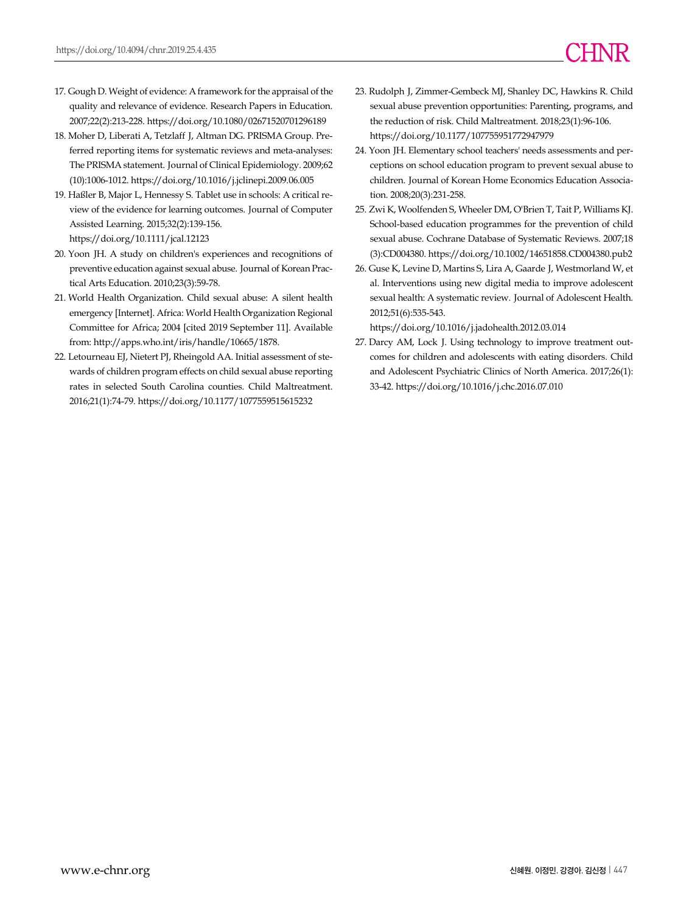17. Gough D. Weight of evidence: A framework for the appraisal of the quality and relevance of evidence. Research Papers in Education. 2007;22(2):213-228. https://doi.org/10.1080/02671520701296189
18. Moher D, Liberati A, Tetzlaff J, Altman DG. PRISMA Group. Preferred reporting items for systematic reviews and meta-analyses: The PRISMA statement. Journal of Clinical Epidemiology. 2009;62 (10):1006-1012. https://doi.org/10.1016/j.jclinepi.2009.06.005
19. Haßler B, Major L, Hennessy S. Tablet use in schools: A critical review of the evidence for learning outcomes. Journal of Computer Assisted Learning. 2015;32(2):139-156. https://doi.org/10.1111/jcal.12123
20. Yoon JH. A study on children's experiences and recognitions of preventive education against sexual abuse. Journal of Korean Practical Arts Education. 2010;23(3):59-78.
21. World Health Organization. Child sexual abuse: A silent health emergency [Internet]. Africa: World Health Organization Regional Committee for Africa; 2004 [cited 2019 September 11]. Available from: http://apps.who.int/iris/handle/10665/1878.
22. Letourneau EJ, Nietert PJ, Rheingold AA. Initial assessment of stewards of children program effects on child sexual abuse reporting rates in selected South Carolina counties. Child Maltreatment. 2016;21(1):74-79. https://doi.org/10.1177/1077559515615232
23. Rudolph J, Zimmer-Gembeck MJ, Shanley DC, Hawkins R. Child sexual abuse prevention opportunities: Parenting, programs, and the reduction of risk. Child Maltreatment. 2018;23(1):96-106. https://doi.org/10.1177/1077559517729479
24. Yoon JH. Elementary school teachers' needs assessments and perceptions on school education program to prevent sexual abuse to children. Journal of Korean Home Economics Education Association. 2008;20(3):231-258.
25. Zwi K, Woolfenden S, Wheeler DM, O'Brien T, Tait P, Williams KJ. School-based education programmes for the prevention of child sexual abuse. Cochrane Database of Systematic Reviews. 2007;18 (3):CD004380. https://doi.org/10.1002/14651858.CD004380.pub2
26. Guse K, Levine D, Martins S, Lira A, Gaarde J, Westmorland W, et al. Interventions using new digital media to improve adolescent sexual health: A systematic review. Journal of Adolescent Health. 2012;51(6):535-543. https://doi.org/10.1016/j.jadohealth.2012.03.014
27. Darcy AM, Lock J. Using technology to improve treatment outcomes for children and adolescents with eating disorders. Child and Adolescent Psychiatric Clinics of North America. 2017;26(1): 33-42. https://doi.org/10.1016/j.chc.2016.07.010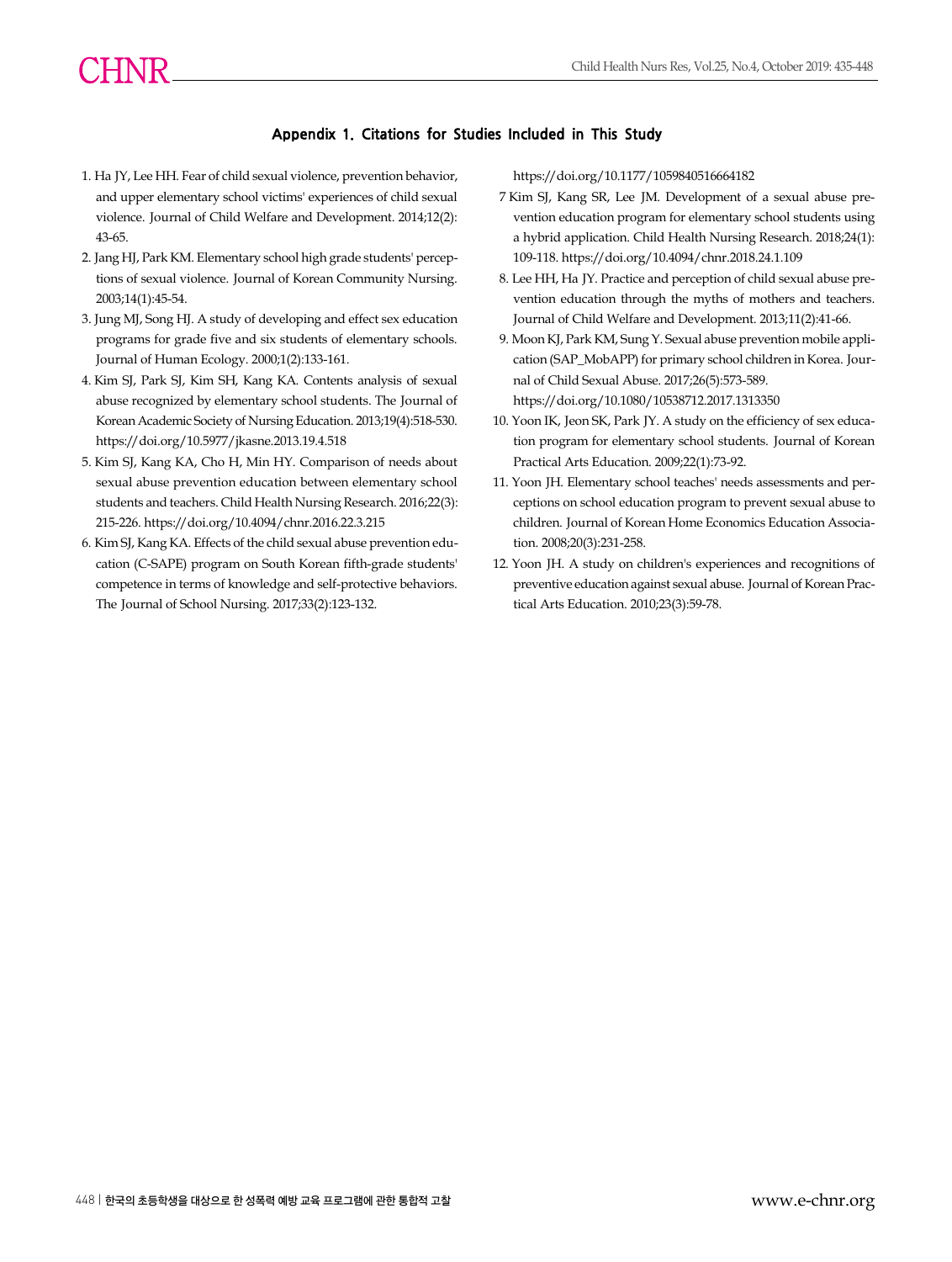## Appendix 1. Citations for Studies Included in This Study

1. Ha JY, Lee HH. Fear of child sexual violence, prevention behavior, and upper elementary school victims' experiences of child sexual violence. Journal of Child Welfare and Development. 2014;12(2): 43-65.
2. Jang HJ, Park KM. Elementary school high grade students' perceptions of sexual violence. Journal of Korean Community Nursing. 2003;14(1):45-54.
3. Jung MJ, Song HJ. A study of developing and effect sex education programs for grade five and six students of elementary schools. Journal of Human Ecology. 2000;1(2):133-161.
4. Kim SJ, Park SJ, Kim SH, Kang KA. Contents analysis of sexual abuse recognized by elementary school students. The Journal of Korean Academic Society of Nursing Education. 2013;19(4):518-530. https://doi.org/10.5977/jkasne.2013.19.4.518
5. Kim SJ, Kang KA, Cho H, Min HY. Comparison of needs about sexual abuse prevention education between elementary school students and teachers. Child Health Nursing Research. 2016;22(3): 215-226. https://doi.org/10.4094/chnr.2016.22.3.215
6. Kim SJ, Kang KA. Effects of the child sexual abuse prevention education (C-SAPE) program on South Korean fifth-grade students' competence in terms of knowledge and self-protective behaviors. The Journal of School Nursing. 2017;33(2):123-132. https://doi.org/10.1177/1059840516664182
7. Kim SJ, Kang SR, Lee JM. Development of a sexual abuse prevention education program for elementary school students using a hybrid application. Child Health Nursing Research. 2018;24(1): 109-118. https://doi.org/10.4094/chnr.2018.24.1.109
8. Lee HH, Ha JY. Practice and perception of child sexual abuse prevention education through the myths of mothers and teachers. Journal of Child Welfare and Development. 2013;11(2):41-66.
9. Moon KJ, Park KM, Sung Y. Sexual abuse prevention mobile application (SAP_MobAPP) for primary school children in Korea. Journal of Child Sexual Abuse. 2017;26(5):573-589. https://doi.org/10.1080/10538712.2017.1313350
10. Yoon IK, Jeon SK, Park JY. A study on the efficiency of sex education program for elementary school students. Journal of Korean Practical Arts Education. 2009;22(1):73-92.
11. Yoon JH. Elementary school teaches' needs assessments and perceptions on school education program to prevent sexual abuse to children. Journal of Korean Home Economics Education Association. 2008;20(3):231-258.
12. Yoon JH. A study on children's experiences and recognitions of preventive education against sexual abuse. Journal of Korean Practical Arts Education. 2010;23(3):59-78.